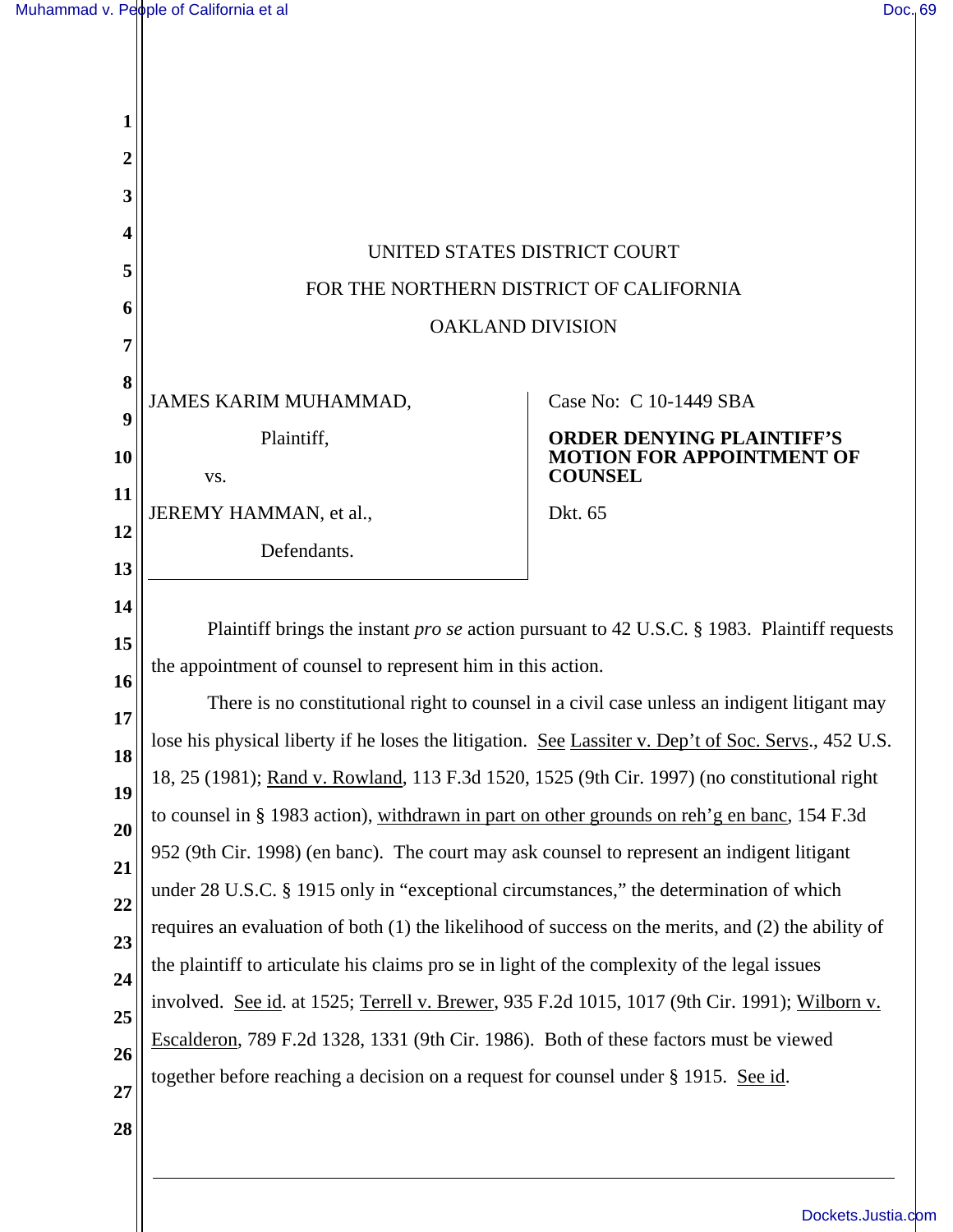UNITED STATES DISTRICT COURT

FOR THE NORTHERN DISTRICT OF CALIFORNIA

OAKLAND DIVISION

JAMES KARIM MUHAMMAD,

Plaintiff,

vs.

JEREMY HAMMAN, et al.,

Defendants.

Case No: C 10-1449 SBA

**ORDER DENYING PLAINTIFF'S MOTION FOR APPOINTMENT OF COUNSEL**

Dkt. 65

Plaintiff brings the instant *pro se* action pursuant to 42 U.S.C. § 1983. Plaintiff requests the appointment of counsel to represent him in this action.

There is no constitutional right to counsel in a civil case unless an indigent litigant may lose his physical liberty if he loses the litigation. See Lassiter v. Dep't of Soc. Servs., 452 U.S. 18, 25 (1981); Rand v. Rowland, 113 F.3d 1520, 1525 (9th Cir. 1997) (no constitutional right to counsel in § 1983 action), withdrawn in part on other grounds on reh'g en banc, 154 F.3d 952 (9th Cir. 1998) (en banc). The court may ask counsel to represent an indigent litigant under 28 U.S.C. § 1915 only in "exceptional circumstances," the determination of which requires an evaluation of both (1) the likelihood of success on the merits, and (2) the ability of the plaintiff to articulate his claims pro se in light of the complexity of the legal issues involved. See id. at 1525; Terrell v. Brewer, 935 F.2d 1015, 1017 (9th Cir. 1991); Wilborn v. Escalderon, 789 F.2d 1328, 1331 (9th Cir. 1986). Both of these factors must be viewed together before reaching a decision on a request for counsel under § 1915. See id.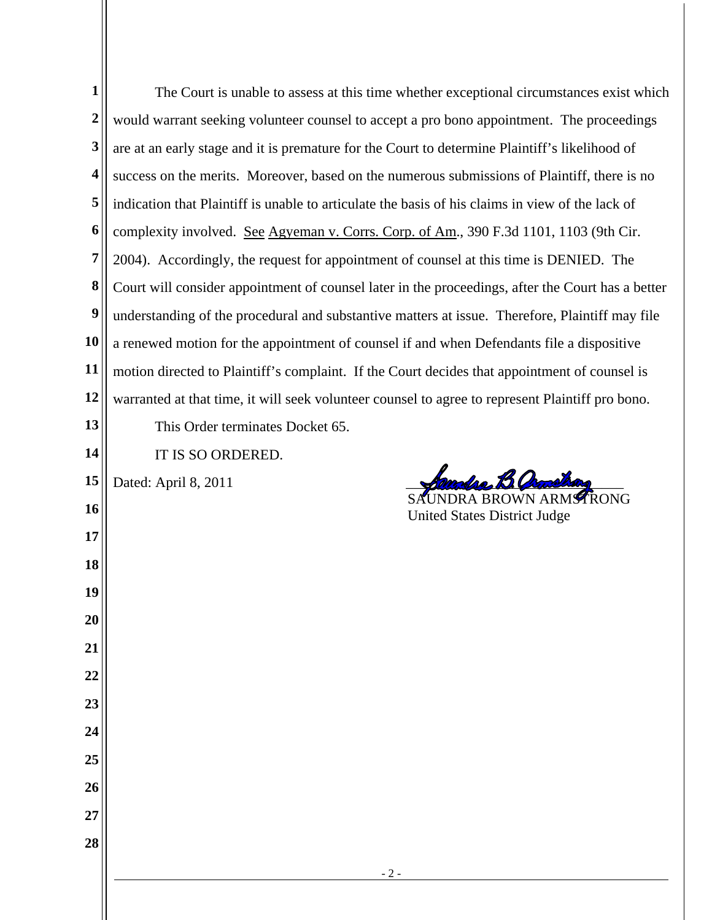The Court is unable to assess at this time whether exceptional circumstances exist which would warrant seeking volunteer counsel to accept a pro bono appointment. The proceedings are at an early stage and it is premature for the Court to determine Plaintiff's likelihood of success on the merits. Moreover, based on the numerous submissions of Plaintiff, there is no indication that Plaintiff is unable to articulate the basis of his claims in view of the lack of complexity involved. See Agyeman v. Corrs. Corp. of Am., 390 F.3d 1101, 1103 (9th Cir. 2004). Accordingly, the request for appointment of counsel at this time is DENIED. The Court will consider appointment of counsel later in the proceedings, after the Court has a better understanding of the procedural and substantive matters at issue. Therefore, Plaintiff may file a renewed motion for the appointment of counsel if and when Defendants file a dispositive motion directed to Plaintiff's complaint. If the Court decides that appointment of counsel is warranted at that time, it will seek volunteer counsel to agree to represent Plaintiff pro bono.

This Order terminates Docket 65.

IT IS SO ORDERED.

Dated: April 8, 2011

SAUNDRA BROWN ARMSTRONG
United States District Judge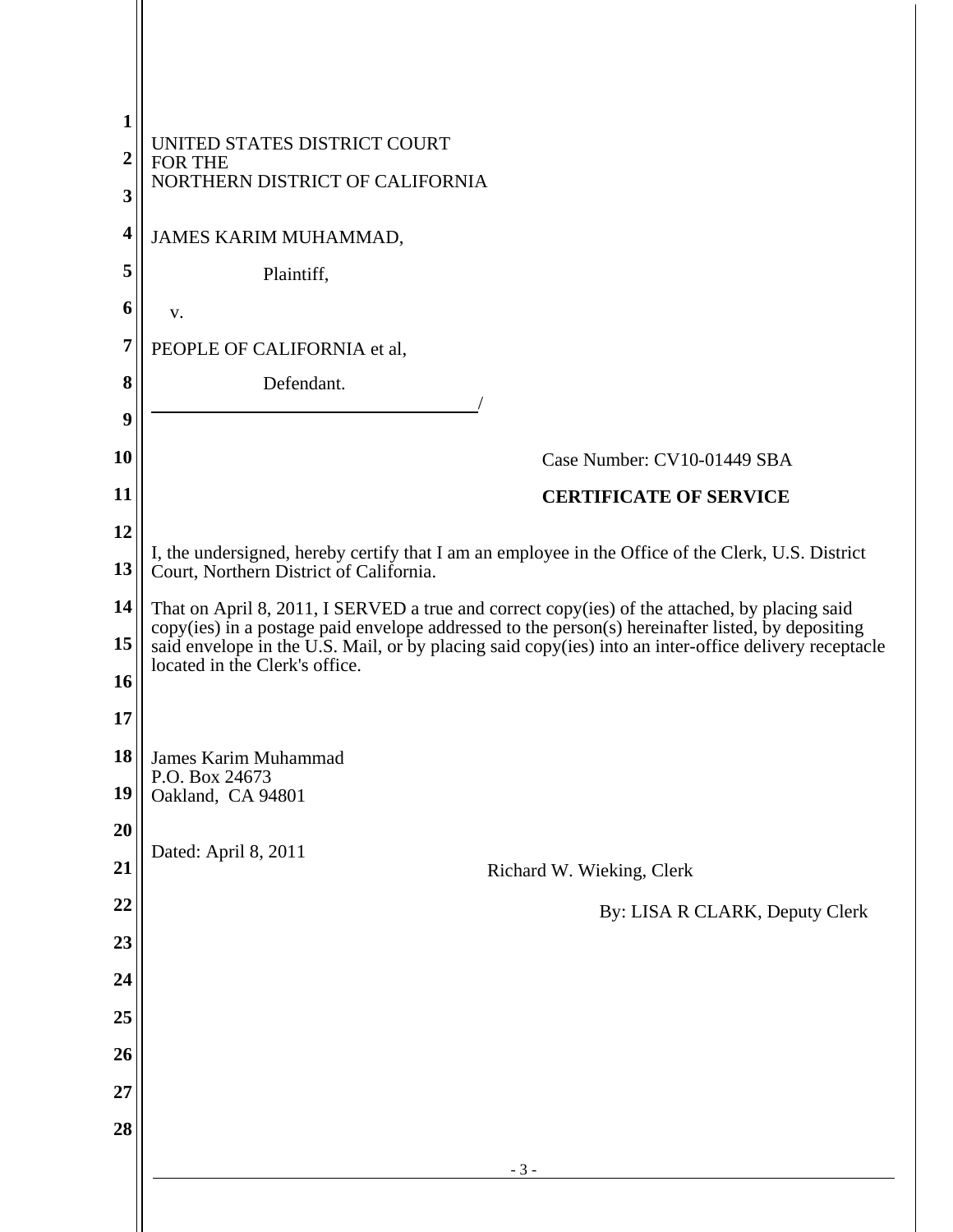UNITED STATES DISTRICT COURT
FOR THE
NORTHERN DISTRICT OF CALIFORNIA

JAMES KARIM MUHAMMAD,

Plaintiff,

v.

PEOPLE OF CALIFORNIA et al,

Defendant.

/

Case Number: CV10-01449 SBA

**CERTIFICATE OF SERVICE**

I, the undersigned, hereby certify that I am an employee in the Office of the Clerk, U.S. District Court, Northern District of California.

That on April 8, 2011, I SERVED a true and correct copy(ies) of the attached, by placing said copy(ies) in a postage paid envelope addressed to the person(s) hereinafter listed, by depositing said envelope in the U.S. Mail, or by placing said copy(ies) into an inter-office delivery receptacle located in the Clerk's office.

James Karim Muhammad
P.O. Box 24673
Oakland, CA 94801

Dated: April 8, 2011

Richard W. Wieking, Clerk

By: LISA R CLARK, Deputy Clerk